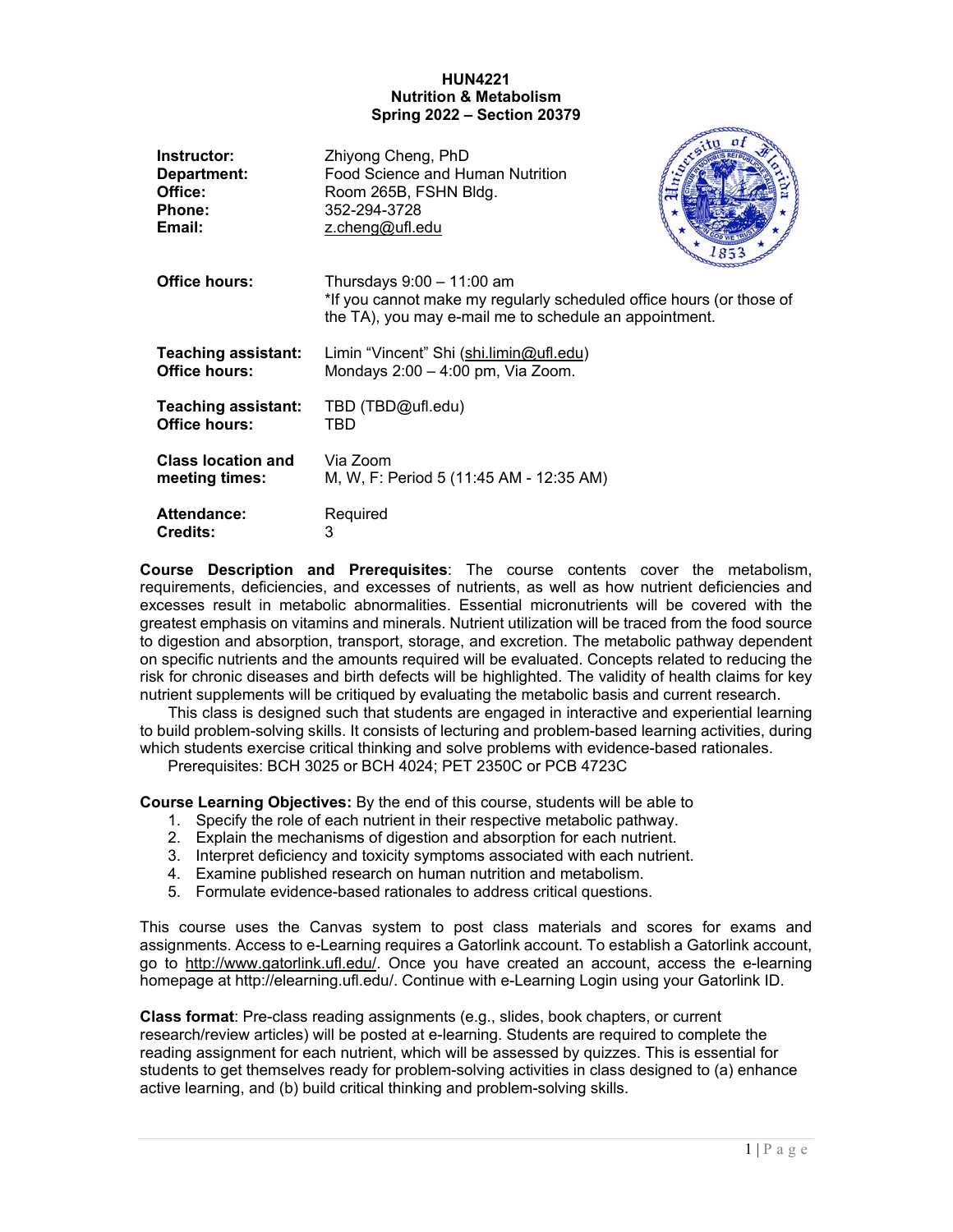# HUN4221
## Nutrition & Metabolism
### Spring 2022 – Section 20379

| | |
|---|---|
| **Instructor:** | Zhiyong Cheng, PhD |
| **Department:** | Food Science and Human Nutrition |
| **Office:** | Room 265B, FSHN Bldg. |
| **Phone:** | 352-294-3728 |
| **Email:** | z.cheng@ufl.edu |
| **Office hours:** | Thursdays 9:00 – 11:00 am<br>*If you cannot make my regularly scheduled office hours (or those of the TA), you may e-mail me to schedule an appointment. |
| **Teaching assistant:** | Limin "Vincent" Shi (shi.limin@ufl.edu) |
| **Office hours:** | Mondays 2:00 – 4:00 pm, Via Zoom. |
| **Teaching assistant:** | TBD (TBD@ufl.edu) |
| **Office hours:** | TBD |
| **Class location and meeting times:** | Via Zoom<br>M, W, F: Period 5 (11:45 AM - 12:35 AM) |
| **Attendance:** | Required |
| **Credits:** | 3 |

**Course Description and Prerequisites**: The course contents cover the metabolism, requirements, deficiencies, and excesses of nutrients, as well as how nutrient deficiencies and excesses result in metabolic abnormalities. Essential micronutrients will be covered with the greatest emphasis on vitamins and minerals. Nutrient utilization will be traced from the food source to digestion and absorption, transport, storage, and excretion. The metabolic pathway dependent on specific nutrients and the amounts required will be evaluated. Concepts related to reducing the risk for chronic diseases and birth defects will be highlighted. The validity of health claims for key nutrient supplements will be critiqued by evaluating the metabolic basis and current research.

This class is designed such that students are engaged in interactive and experiential learning to build problem-solving skills. It consists of lecturing and problem-based learning activities, during which students exercise critical thinking and solve problems with evidence-based rationales.

Prerequisites: BCH 3025 or BCH 4024; PET 2350C or PCB 4723C

**Course Learning Objectives:** By the end of this course, students will be able to

1. Specify the role of each nutrient in their respective metabolic pathway.
2. Explain the mechanisms of digestion and absorption for each nutrient.
3. Interpret deficiency and toxicity symptoms associated with each nutrient.
4. Examine published research on human nutrition and metabolism.
5. Formulate evidence-based rationales to address critical questions.

This course uses the Canvas system to post class materials and scores for exams and assignments. Access to e-Learning requires a Gatorlink account. To establish a Gatorlink account, go to http://www.gatorlink.ufl.edu/. Once you have created an account, access the e-learning homepage at http://elearning.ufl.edu/. Continue with e-Learning Login using your Gatorlink ID.

**Class format**: Pre-class reading assignments (e.g., slides, book chapters, or current research/review articles) will be posted at e-learning. Students are required to complete the reading assignment for each nutrient, which will be assessed by quizzes. This is essential for students to get themselves ready for problem-solving activities in class designed to (a) enhance active learning, and (b) build critical thinking and problem-solving skills.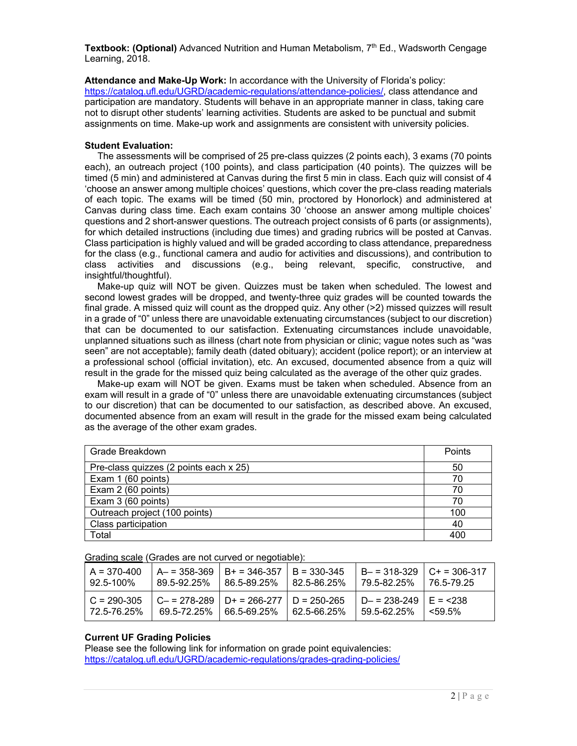**Textbook: (Optional)** Advanced Nutrition and Human Metabolism, 7th Ed., Wadsworth Cengage Learning, 2018.

**Attendance and Make-Up Work:** In accordance with the University of Florida's policy: https://catalog.ufl.edu/UGRD/academic-regulations/attendance-policies/, class attendance and participation are mandatory. Students will behave in an appropriate manner in class, taking care not to disrupt other students' learning activities. Students are asked to be punctual and submit assignments on time. Make-up work and assignments are consistent with university policies.

**Student Evaluation:**

The assessments will be comprised of 25 pre-class quizzes (2 points each), 3 exams (70 points each), an outreach project (100 points), and class participation (40 points). The quizzes will be timed (5 min) and administered at Canvas during the first 5 min in class. Each quiz will consist of 4 'choose an answer among multiple choices' questions, which cover the pre-class reading materials of each topic. The exams will be timed (50 min, proctored by Honorlock) and administered at Canvas during class time. Each exam contains 30 'choose an answer among multiple choices' questions and 2 short-answer questions. The outreach project consists of 6 parts (or assignments), for which detailed instructions (including due times) and grading rubrics will be posted at Canvas. Class participation is highly valued and will be graded according to class attendance, preparedness for the class (e.g., functional camera and audio for activities and discussions), and contribution to class activities and discussions (e.g., being relevant, specific, constructive, and insightful/thoughtful).

Make-up quiz will NOT be given. Quizzes must be taken when scheduled. The lowest and second lowest grades will be dropped, and twenty-three quiz grades will be counted towards the final grade. A missed quiz will count as the dropped quiz. Any other (>2) missed quizzes will result in a grade of "0" unless there are unavoidable extenuating circumstances (subject to our discretion) that can be documented to our satisfaction. Extenuating circumstances include unavoidable, unplanned situations such as illness (chart note from physician or clinic; vague notes such as "was seen" are not acceptable); family death (dated obituary); accident (police report); or an interview at a professional school (official invitation), etc. An excused, documented absence from a quiz will result in the grade for the missed quiz being calculated as the average of the other quiz grades.

Make-up exam will NOT be given. Exams must be taken when scheduled. Absence from an exam will result in a grade of "0" unless there are unavoidable extenuating circumstances (subject to our discretion) that can be documented to our satisfaction, as described above. An excused, documented absence from an exam will result in the grade for the missed exam being calculated as the average of the other exam grades.

| Grade Breakdown | Points |
|---|---|
| Pre-class quizzes (2 points each x 25) | 50 |
| Exam 1 (60 points) | 70 |
| Exam 2 (60 points) | 70 |
| Exam 3 (60 points) | 70 |
| Outreach project (100 points) | 100 |
| Class participation | 40 |
| Total | 400 |

Grading scale (Grades are not curved or negotiable):

| | | | | | |
|---|---|---|---|---|---|
| A = 370-400<br>92.5-100% | A– = 358-369<br>89.5-92.25% | B+ = 346-357<br>86.5-89.25% | B = 330-345<br>82.5-86.25% | B– = 318-329<br>79.5-82.25% | C+ = 306-317<br>76.5-79.25 |
| C = 290-305<br>72.5-76.25% | C– = 278-289<br>69.5-72.25% | D+ = 266-277<br>66.5-69.25% | D = 250-265<br>62.5-66.25% | D– = 238-249<br>59.5-62.25% | E = <238<br><59.5% |

**Current UF Grading Policies**

Please see the following link for information on grade point equivalencies:
https://catalog.ufl.edu/UGRD/academic-regulations/grades-grading-policies/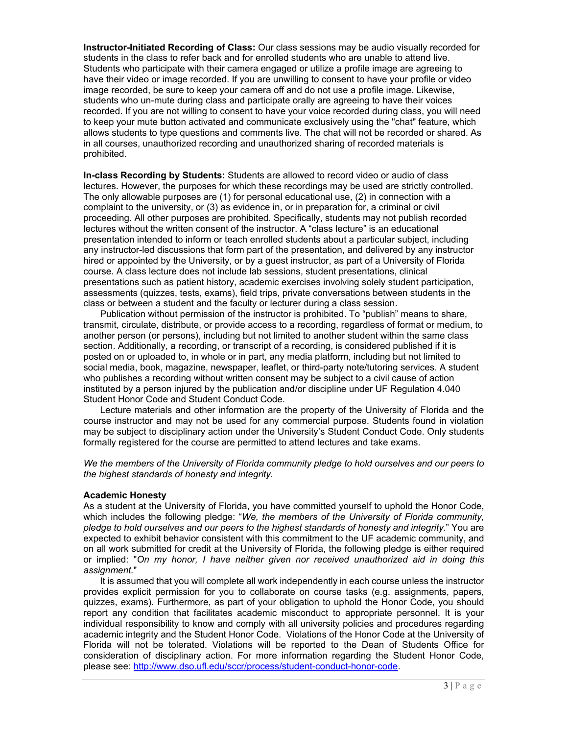**Instructor-Initiated Recording of Class:** Our class sessions may be audio visually recorded for students in the class to refer back and for enrolled students who are unable to attend live. Students who participate with their camera engaged or utilize a profile image are agreeing to have their video or image recorded. If you are unwilling to consent to have your profile or video image recorded, be sure to keep your camera off and do not use a profile image. Likewise, students who un-mute during class and participate orally are agreeing to have their voices recorded. If you are not willing to consent to have your voice recorded during class, you will need to keep your mute button activated and communicate exclusively using the "chat" feature, which allows students to type questions and comments live. The chat will not be recorded or shared. As in all courses, unauthorized recording and unauthorized sharing of recorded materials is prohibited.

**In-class Recording by Students:** Students are allowed to record video or audio of class lectures. However, the purposes for which these recordings may be used are strictly controlled. The only allowable purposes are (1) for personal educational use, (2) in connection with a complaint to the university, or (3) as evidence in, or in preparation for, a criminal or civil proceeding. All other purposes are prohibited. Specifically, students may not publish recorded lectures without the written consent of the instructor. A “class lecture” is an educational presentation intended to inform or teach enrolled students about a particular subject, including any instructor-led discussions that form part of the presentation, and delivered by any instructor hired or appointed by the University, or by a guest instructor, as part of a University of Florida course. A class lecture does not include lab sessions, student presentations, clinical presentations such as patient history, academic exercises involving solely student participation, assessments (quizzes, tests, exams), field trips, private conversations between students in the class or between a student and the faculty or lecturer during a class session.

Publication without permission of the instructor is prohibited. To “publish” means to share, transmit, circulate, distribute, or provide access to a recording, regardless of format or medium, to another person (or persons), including but not limited to another student within the same class section. Additionally, a recording, or transcript of a recording, is considered published if it is posted on or uploaded to, in whole or in part, any media platform, including but not limited to social media, book, magazine, newspaper, leaflet, or third-party note/tutoring services. A student who publishes a recording without written consent may be subject to a civil cause of action instituted by a person injured by the publication and/or discipline under UF Regulation 4.040 Student Honor Code and Student Conduct Code.

Lecture materials and other information are the property of the University of Florida and the course instructor and may not be used for any commercial purpose. Students found in violation may be subject to disciplinary action under the University’s Student Conduct Code. Only students formally registered for the course are permitted to attend lectures and take exams.

*We the members of the University of Florida community pledge to hold ourselves and our peers to the highest standards of honesty and integrity.*

**Academic Honesty**

As a student at the University of Florida, you have committed yourself to uphold the Honor Code, which includes the following pledge: “*We, the members of the University of Florida community, pledge to hold ourselves and our peers to the highest standards of honesty and integrity.*” You are expected to exhibit behavior consistent with this commitment to the UF academic community, and on all work submitted for credit at the University of Florida, the following pledge is either required or implied: "*On my honor, I have neither given nor received unauthorized aid in doing this assignment.*"

It is assumed that you will complete all work independently in each course unless the instructor provides explicit permission for you to collaborate on course tasks (e.g. assignments, papers, quizzes, exams). Furthermore, as part of your obligation to uphold the Honor Code, you should report any condition that facilitates academic misconduct to appropriate personnel. It is your individual responsibility to know and comply with all university policies and procedures regarding academic integrity and the Student Honor Code. Violations of the Honor Code at the University of Florida will not be tolerated. Violations will be reported to the Dean of Students Office for consideration of disciplinary action. For more information regarding the Student Honor Code, please see: http://www.dso.ufl.edu/sccr/process/student-conduct-honor-code.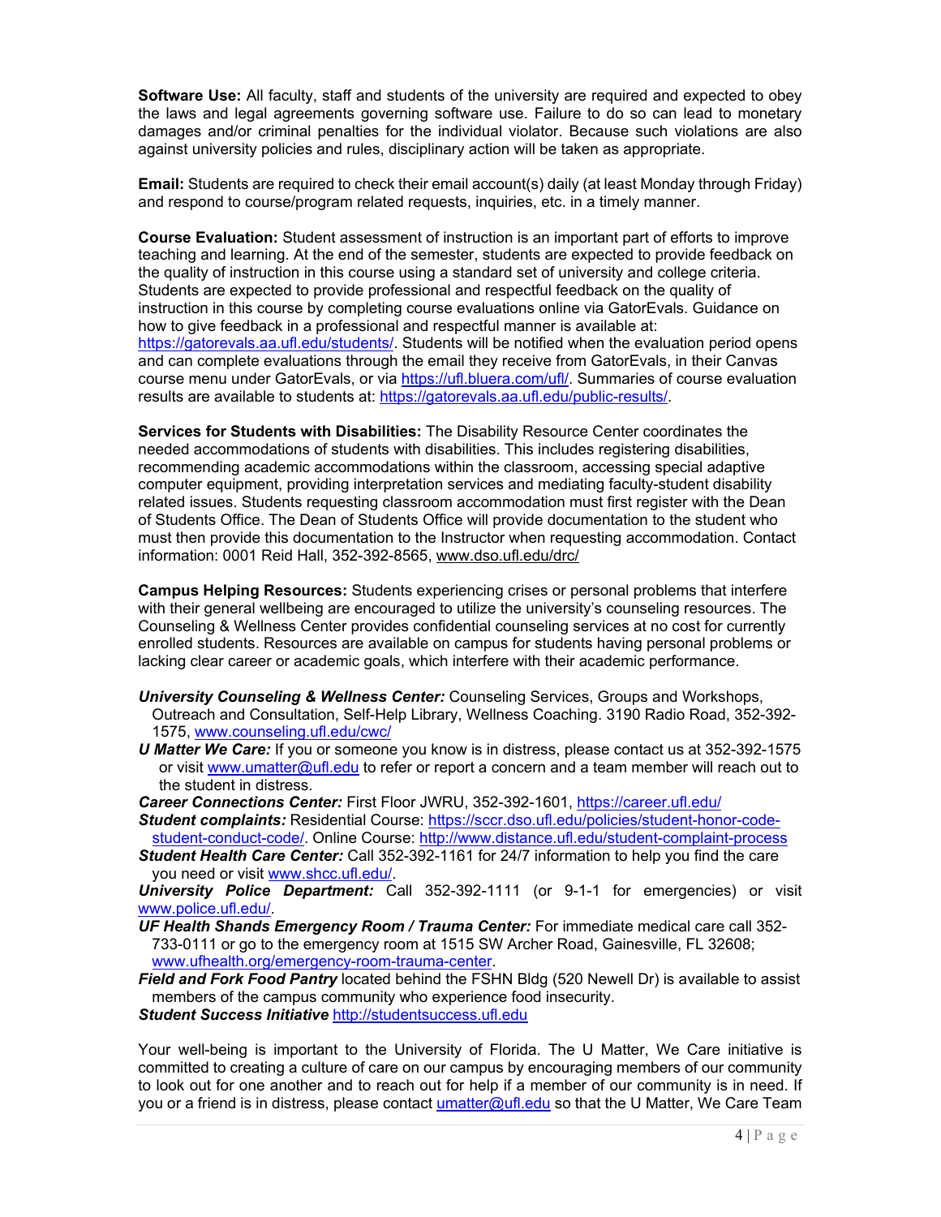**Software Use:** All faculty, staff and students of the university are required and expected to obey the laws and legal agreements governing software use. Failure to do so can lead to monetary damages and/or criminal penalties for the individual violator. Because such violations are also against university policies and rules, disciplinary action will be taken as appropriate.

**Email:** Students are required to check their email account(s) daily (at least Monday through Friday) and respond to course/program related requests, inquiries, etc. in a timely manner.

**Course Evaluation:** Student assessment of instruction is an important part of efforts to improve teaching and learning. At the end of the semester, students are expected to provide feedback on the quality of instruction in this course using a standard set of university and college criteria. Students are expected to provide professional and respectful feedback on the quality of instruction in this course by completing course evaluations online via GatorEvals. Guidance on how to give feedback in a professional and respectful manner is available at: https://gatorevals.aa.ufl.edu/students/. Students will be notified when the evaluation period opens and can complete evaluations through the email they receive from GatorEvals, in their Canvas course menu under GatorEvals, or via https://ufl.bluera.com/ufl/. Summaries of course evaluation results are available to students at: https://gatorevals.aa.ufl.edu/public-results/.

**Services for Students with Disabilities:** The Disability Resource Center coordinates the needed accommodations of students with disabilities. This includes registering disabilities, recommending academic accommodations within the classroom, accessing special adaptive computer equipment, providing interpretation services and mediating faculty-student disability related issues. Students requesting classroom accommodation must first register with the Dean of Students Office. The Dean of Students Office will provide documentation to the student who must then provide this documentation to the Instructor when requesting accommodation. Contact information: 0001 Reid Hall, 352-392-8565, www.dso.ufl.edu/drc/

**Campus Helping Resources:** Students experiencing crises or personal problems that interfere with their general wellbeing are encouraged to utilize the university's counseling resources. The Counseling & Wellness Center provides confidential counseling services at no cost for currently enrolled students. Resources are available on campus for students having personal problems or lacking clear career or academic goals, which interfere with their academic performance.

***University Counseling & Wellness Center:*** Counseling Services, Groups and Workshops, Outreach and Consultation, Self-Help Library, Wellness Coaching. 3190 Radio Road, 352-392-1575, www.counseling.ufl.edu/cwc/

***U Matter We Care:*** If you or someone you know is in distress, please contact us at 352-392-1575 or visit www.umatter@ufl.edu to refer or report a concern and a team member will reach out to the student in distress.

***Career Connections Center:*** First Floor JWRU, 352-392-1601, https://career.ufl.edu/

***Student complaints:*** Residential Course: https://sccr.dso.ufl.edu/policies/student-honor-code-student-conduct-code/. Online Course: http://www.distance.ufl.edu/student-complaint-process

***Student Health Care Center:*** Call 352-392-1161 for 24/7 information to help you find the care you need or visit www.shcc.ufl.edu/.

***University Police Department:*** Call 352-392-1111 (or 9-1-1 for emergencies) or visit www.police.ufl.edu/.

***UF Health Shands Emergency Room / Trauma Center:*** For immediate medical care call 352-733-0111 or go to the emergency room at 1515 SW Archer Road, Gainesville, FL 32608; www.ufhealth.org/emergency-room-trauma-center.

***Field and Fork Food Pantry*** located behind the FSHN Bldg (520 Newell Dr) is available to assist members of the campus community who experience food insecurity.

***Student Success Initiative*** http://studentsuccess.ufl.edu

Your well-being is important to the University of Florida. The U Matter, We Care initiative is committed to creating a culture of care on our campus by encouraging members of our community to look out for one another and to reach out for help if a member of our community is in need. If you or a friend is in distress, please contact umatter@ufl.edu so that the U Matter, We Care Team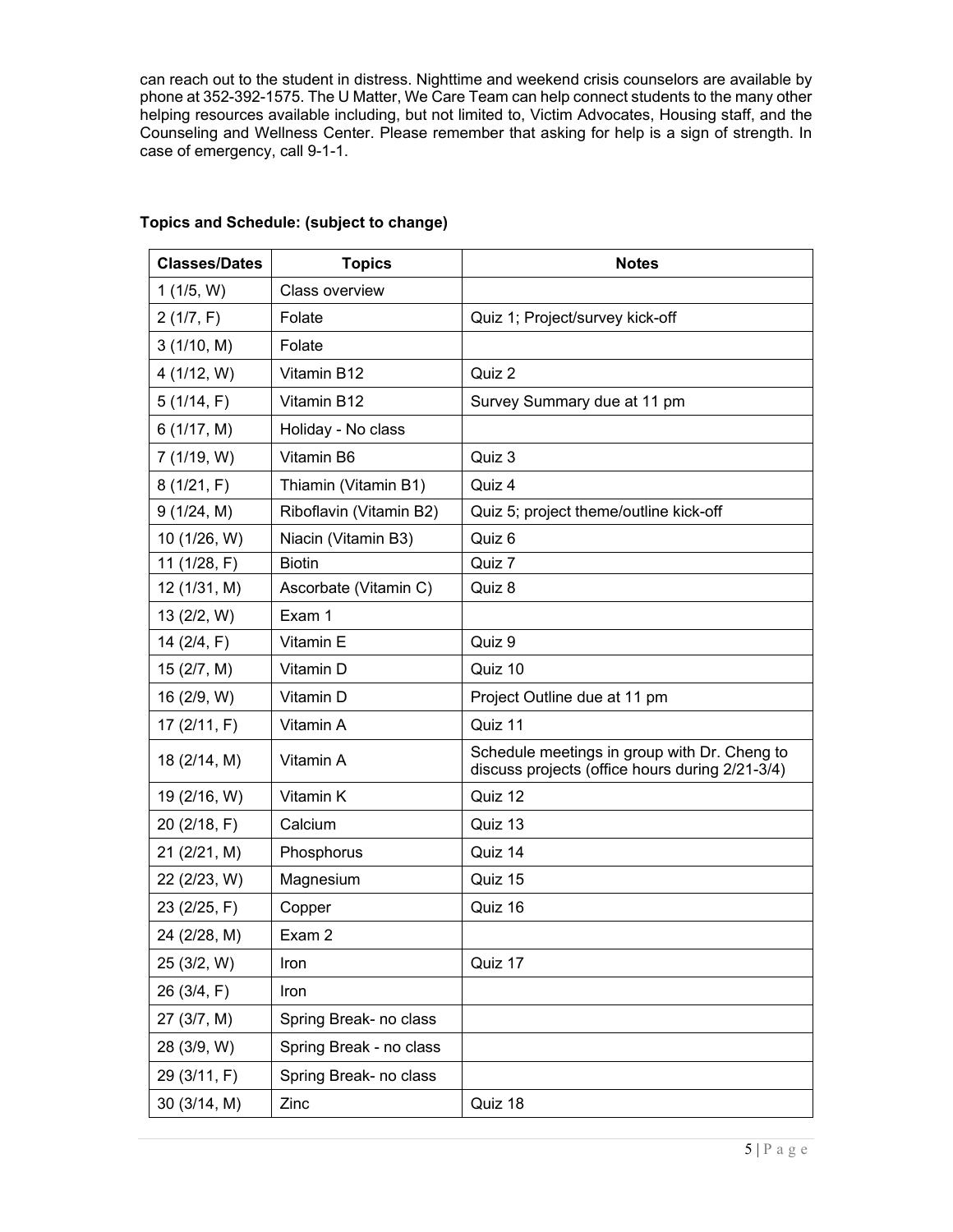can reach out to the student in distress. Nighttime and weekend crisis counselors are available by phone at 352-392-1575. The U Matter, We Care Team can help connect students to the many other helping resources available including, but not limited to, Victim Advocates, Housing staff, and the Counseling and Wellness Center. Please remember that asking for help is a sign of strength. In case of emergency, call 9-1-1.

**Topics and Schedule: (subject to change)**

| Classes/Dates | Topics | Notes |
|---|---|---|
| 1 (1/5, W) | Class overview | |
| 2 (1/7, F) | Folate | Quiz 1; Project/survey kick-off |
| 3 (1/10, M) | Folate | |
| 4 (1/12, W) | Vitamin B12 | Quiz 2 |
| 5 (1/14, F) | Vitamin B12 | Survey Summary due at 11 pm |
| 6 (1/17, M) | Holiday - No class | |
| 7 (1/19, W) | Vitamin B6 | Quiz 3 |
| 8 (1/21, F) | Thiamin (Vitamin B1) | Quiz 4 |
| 9 (1/24, M) | Riboflavin (Vitamin B2) | Quiz 5; project theme/outline kick-off |
| 10 (1/26, W) | Niacin (Vitamin B3) | Quiz 6 |
| 11 (1/28, F) | Biotin | Quiz 7 |
| 12 (1/31, M) | Ascorbate (Vitamin C) | Quiz 8 |
| 13 (2/2, W) | Exam 1 | |
| 14 (2/4, F) | Vitamin E | Quiz 9 |
| 15 (2/7, M) | Vitamin D | Quiz 10 |
| 16 (2/9, W) | Vitamin D | Project Outline due at 11 pm |
| 17 (2/11, F) | Vitamin A | Quiz 11 |
| 18 (2/14, M) | Vitamin A | Schedule meetings in group with Dr. Cheng to discuss projects (office hours during 2/21-3/4) |
| 19 (2/16, W) | Vitamin K | Quiz 12 |
| 20 (2/18, F) | Calcium | Quiz 13 |
| 21 (2/21, M) | Phosphorus | Quiz 14 |
| 22 (2/23, W) | Magnesium | Quiz 15 |
| 23 (2/25, F) | Copper | Quiz 16 |
| 24 (2/28, M) | Exam 2 | |
| 25 (3/2, W) | Iron | Quiz 17 |
| 26 (3/4, F) | Iron | |
| 27 (3/7, M) | Spring Break- no class | |
| 28 (3/9, W) | Spring Break - no class | |
| 29 (3/11, F) | Spring Break- no class | |
| 30 (3/14, M) | Zinc | Quiz 18 |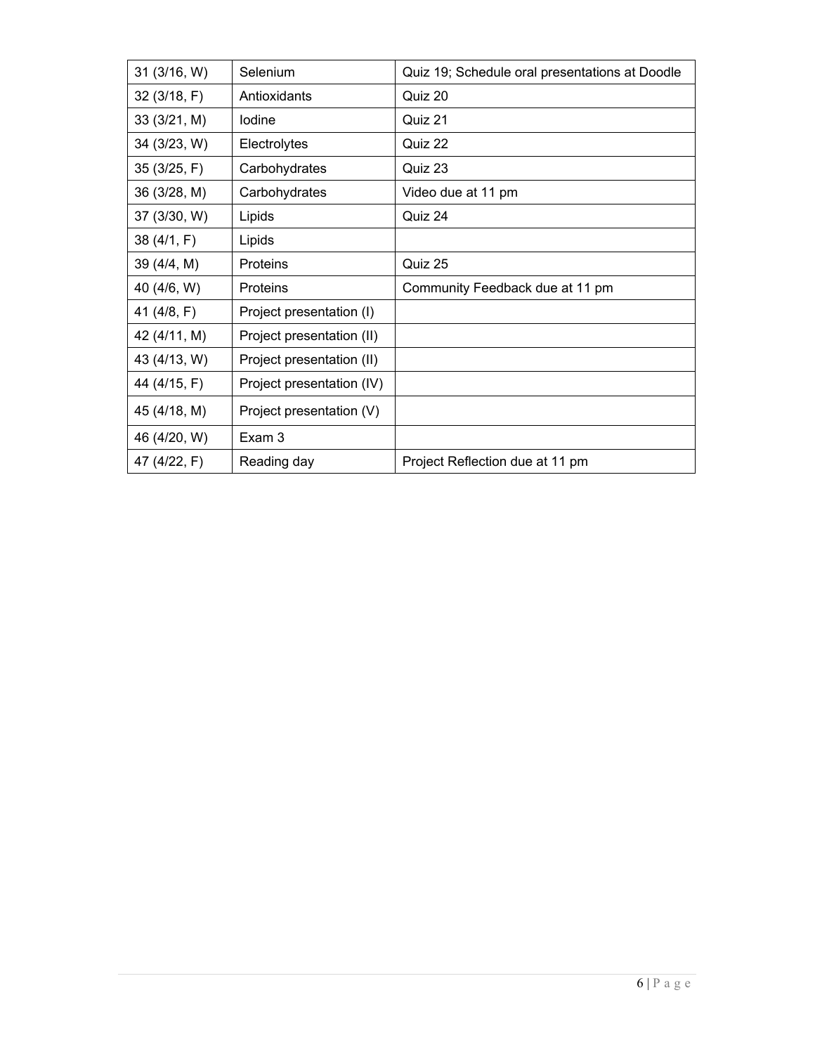| | | |
|---|---|---|
| 31 (3/16, W) | Selenium | Quiz 19; Schedule oral presentations at Doodle |
| 32 (3/18, F) | Antioxidants | Quiz 20 |
| 33 (3/21, M) | Iodine | Quiz 21 |
| 34 (3/23, W) | Electrolytes | Quiz 22 |
| 35 (3/25, F) | Carbohydrates | Quiz 23 |
| 36 (3/28, M) | Carbohydrates | Video due at 11 pm |
| 37 (3/30, W) | Lipids | Quiz 24 |
| 38 (4/1, F) | Lipids | |
| 39 (4/4, M) | Proteins | Quiz 25 |
| 40 (4/6, W) | Proteins | Community Feedback due at 11 pm |
| 41 (4/8, F) | Project presentation (I) | |
| 42 (4/11, M) | Project presentation (II) | |
| 43 (4/13, W) | Project presentation (II) | |
| 44 (4/15, F) | Project presentation (IV) | |
| 45 (4/18, M) | Project presentation (V) | |
| 46 (4/20, W) | Exam 3 | |
| 47 (4/22, F) | Reading day | Project Reflection due at 11 pm |